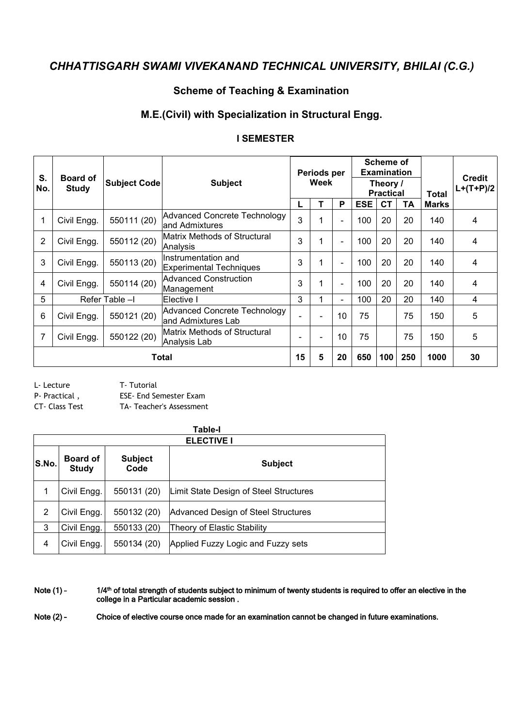# *CHHATTISGARH SWAMI VIVEKANAND TECHNICAL UNIVERSITY, BHILAI (C.G.)*

## Scheme of Teaching & Examination

## M.E.(Civil) with Specialization in Structural Engg.

### I SEMESTER

| S. No. | Board of Study | Subject Code | Subject | Periods per Week | | | Scheme of Examination | | | Total Marks | Credit L+(T+P)/2 |
|---|---|---|---|---|---|---|---|---|---|---|---|
| | | | | | | | Theory / Practical | | | | |
| | | | | L | T | P | ESE | CT | TA | | |
| 1 | Civil Engg. | 550111 (20) | Advanced Concrete Technology and Admixtures | 3 | 1 | - | 100 | 20 | 20 | 140 | 4 |
| 2 | Civil Engg. | 550112 (20) | Matrix Methods of Structural Analysis | 3 | 1 | - | 100 | 20 | 20 | 140 | 4 |
| 3 | Civil Engg. | 550113 (20) | Instrumentation and Experimental Techniques | 3 | 1 | - | 100 | 20 | 20 | 140 | 4 |
| 4 | Civil Engg. | 550114 (20) | Advanced Construction Management | 3 | 1 | - | 100 | 20 | 20 | 140 | 4 |
| 5 | Refer Table –I | | Elective I | 3 | 1 | - | 100 | 20 | 20 | 140 | 4 |
| 6 | Civil Engg. | 550121 (20) | Advanced Concrete Technology and Admixtures Lab | - | - | 10 | 75 | | 75 | 150 | 5 |
| 7 | Civil Engg. | 550122 (20) | Matrix Methods of Structural Analysis Lab | - | - | 10 | 75 | | 75 | 150 | 5 |
| **Total** | | | | **15** | **5** | **20** | **650** | **100** | **250** | **1000** | **30** |

L- Lecture T- Tutorial
P- Practical , ESE- End Semester Exam
CT- Class Test TA- Teacher's Assessment

**Table-I**

| **ELECTIVE I** | | | |
|---|---|---|---|
| **S.No.** | **Board of Study** | **Subject Code** | **Subject** |
| 1 | Civil Engg. | 550131 (20) | Limit State Design of Steel Structures |
| 2 | Civil Engg. | 550132 (20) | Advanced Design of Steel Structures |
| 3 | Civil Engg. | 550133 (20) | Theory of Elastic Stability |
| 4 | Civil Engg. | 550134 (20) | Applied Fuzzy Logic and Fuzzy sets |

**Note (1) –** 1/4th of total strength of students subject to minimum of twenty students is required to offer an elective in the college in a Particular academic session .

**Note (2) –** Choice of elective course once made for an examination cannot be changed in future examinations.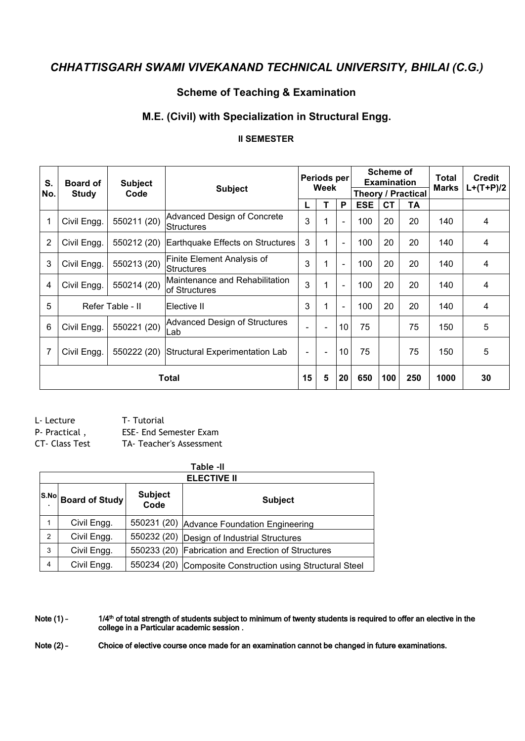# *CHHATTISGARH SWAMI VIVEKANAND TECHNICAL UNIVERSITY, BHILAI (C.G.)*

## Scheme of Teaching & Examination

## M.E. (Civil) with Specialization in Structural Engg.

### II SEMESTER

| S. No. | Board of Study | Subject Code | Subject | Periods per Week | | | Scheme of Examination | | | Total Marks | Credit L+(T+P)/2 |
|---|---|---|---|---|---|---|---|---|---|---|---|
| | | | | | | | Theory / Practical | | | | |
| | | | | L | T | P | ESE | CT | TA | | |
| 1 | Civil Engg. | 550211 (20) | Advanced Design of Concrete Structures | 3 | 1 | - | 100 | 20 | 20 | 140 | 4 |
| 2 | Civil Engg. | 550212 (20) | Earthquake Effects on Structures | 3 | 1 | - | 100 | 20 | 20 | 140 | 4 |
| 3 | Civil Engg. | 550213 (20) | Finite Element Analysis of Structures | 3 | 1 | - | 100 | 20 | 20 | 140 | 4 |
| 4 | Civil Engg. | 550214 (20) | Maintenance and Rehabilitation of Structures | 3 | 1 | - | 100 | 20 | 20 | 140 | 4 |
| 5 | Refer Table - II | | Elective II | 3 | 1 | - | 100 | 20 | 20 | 140 | 4 |
| 6 | Civil Engg. | 550221 (20) | Advanced Design of Structures Lab | - | - | 10 | 75 | | 75 | 150 | 5 |
| 7 | Civil Engg. | 550222 (20) | Structural Experimentation Lab | - | - | 10 | 75 | | 75 | 150 | 5 |
| **Total** | | | | **15** | **5** | **20** | **650** | **100** | **250** | **1000** | **30** |

L- Lecture　　T- Tutorial
P- Practical ,　　ESE- End Semester Exam
CT- Class Test　　TA- Teacher's Assessment

**Table -II**

| ELECTIVE II | | | |
|---|---|---|---|
| **S.No.** | **Board of Study** | **Subject Code** | **Subject** |
| 1 | Civil Engg. | 550231 (20) | Advance Foundation Engineering |
| 2 | Civil Engg. | 550232 (20) | Design of Industrial Structures |
| 3 | Civil Engg. | 550233 (20) | Fabrication and Erection of Structures |
| 4 | Civil Engg. | 550234 (20) | Composite Construction using Structural Steel |

**Note (1) –** 1/4th of total strength of students subject to minimum of twenty students is required to offer an elective in the college in a Particular academic session .

**Note (2) –** Choice of elective course once made for an examination cannot be changed in future examinations.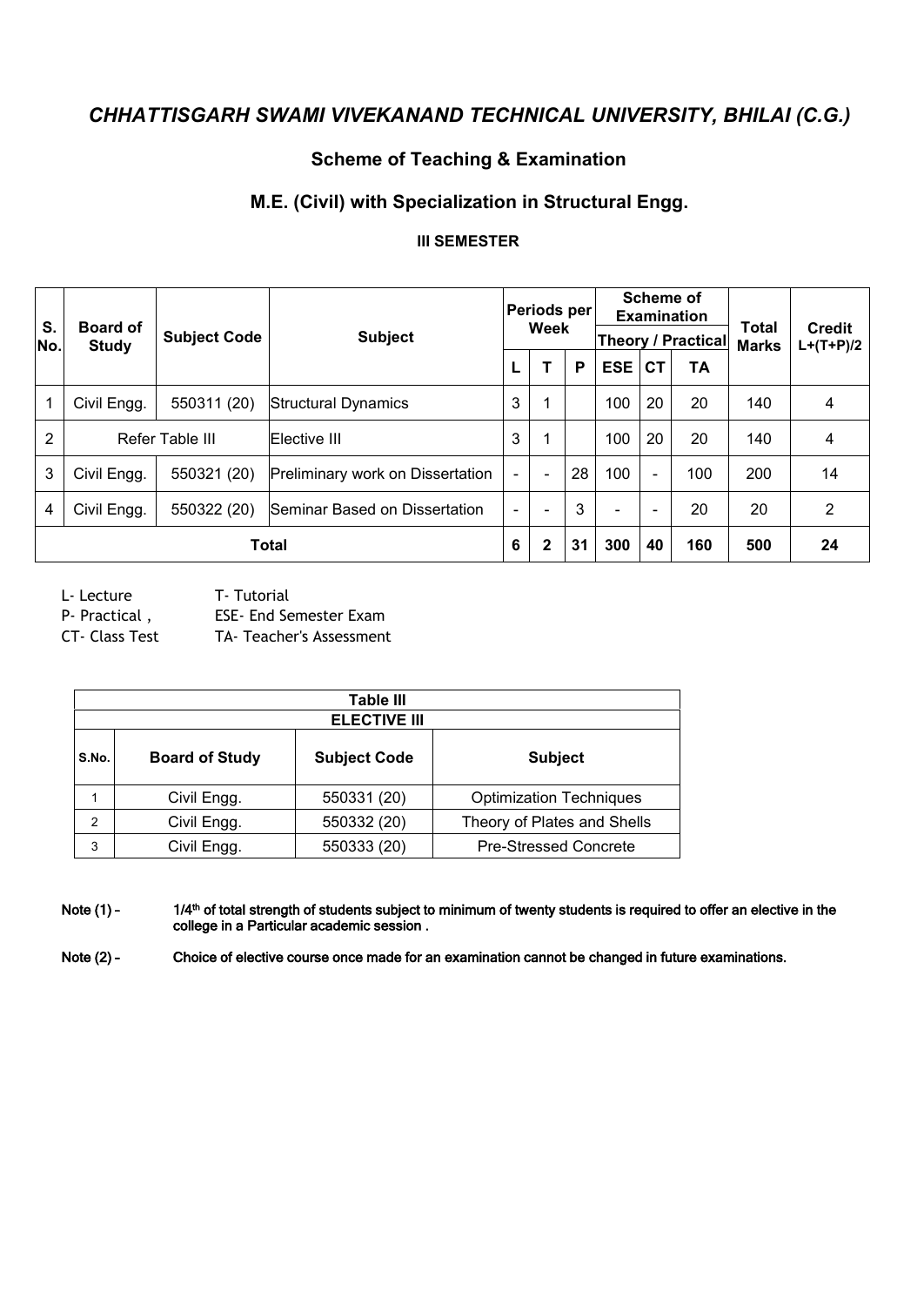# CHHATTISGARH SWAMI VIVEKANAND TECHNICAL UNIVERSITY, BHILAI (C.G.)

## Scheme of Teaching & Examination

## M.E. (Civil) with Specialization in Structural Engg.

### III SEMESTER

| S. No. | Board of Study | Subject Code | Subject | Periods per Week | | | Scheme of Examination Theory / Practical | | | Total Marks | Credit L+(T+P)/2 |
|---|---|---|---|---|---|---|---|---|---|---|---|
| | | | | L | T | P | ESE | CT | TA | | |
| 1 | Civil Engg. | 550311 (20) | Structural Dynamics | 3 | 1 | | 100 | 20 | 20 | 140 | 4 |
| 2 | Refer Table III | | Elective III | 3 | 1 | | 100 | 20 | 20 | 140 | 4 |
| 3 | Civil Engg. | 550321 (20) | Preliminary work on Dissertation | - | - | 28 | 100 | - | 100 | 200 | 14 |
| 4 | Civil Engg. | 550322 (20) | Seminar Based on Dissertation | - | - | 3 | - | - | 20 | 20 | 2 |
| **Total** | | | | **6** | **2** | **31** | **300** | **40** | **160** | **500** | **24** |

L- Lecture T- Tutorial
P- Practical , ESE- End Semester Exam
CT- Class Test TA- Teacher's Assessment

| Table III | | | |
|---|---|---|---|
| **ELECTIVE III** | | | |
| **S.No.** | **Board of Study** | **Subject Code** | **Subject** |
| 1 | Civil Engg. | 550331 (20) | Optimization Techniques |
| 2 | Civil Engg. | 550332 (20) | Theory of Plates and Shells |
| 3 | Civil Engg. | 550333 (20) | Pre-Stressed Concrete |

**Note (1) –** 1/4th of total strength of students subject to minimum of twenty students is required to offer an elective in the college in a Particular academic session .

**Note (2) –** Choice of elective course once made for an examination cannot be changed in future examinations.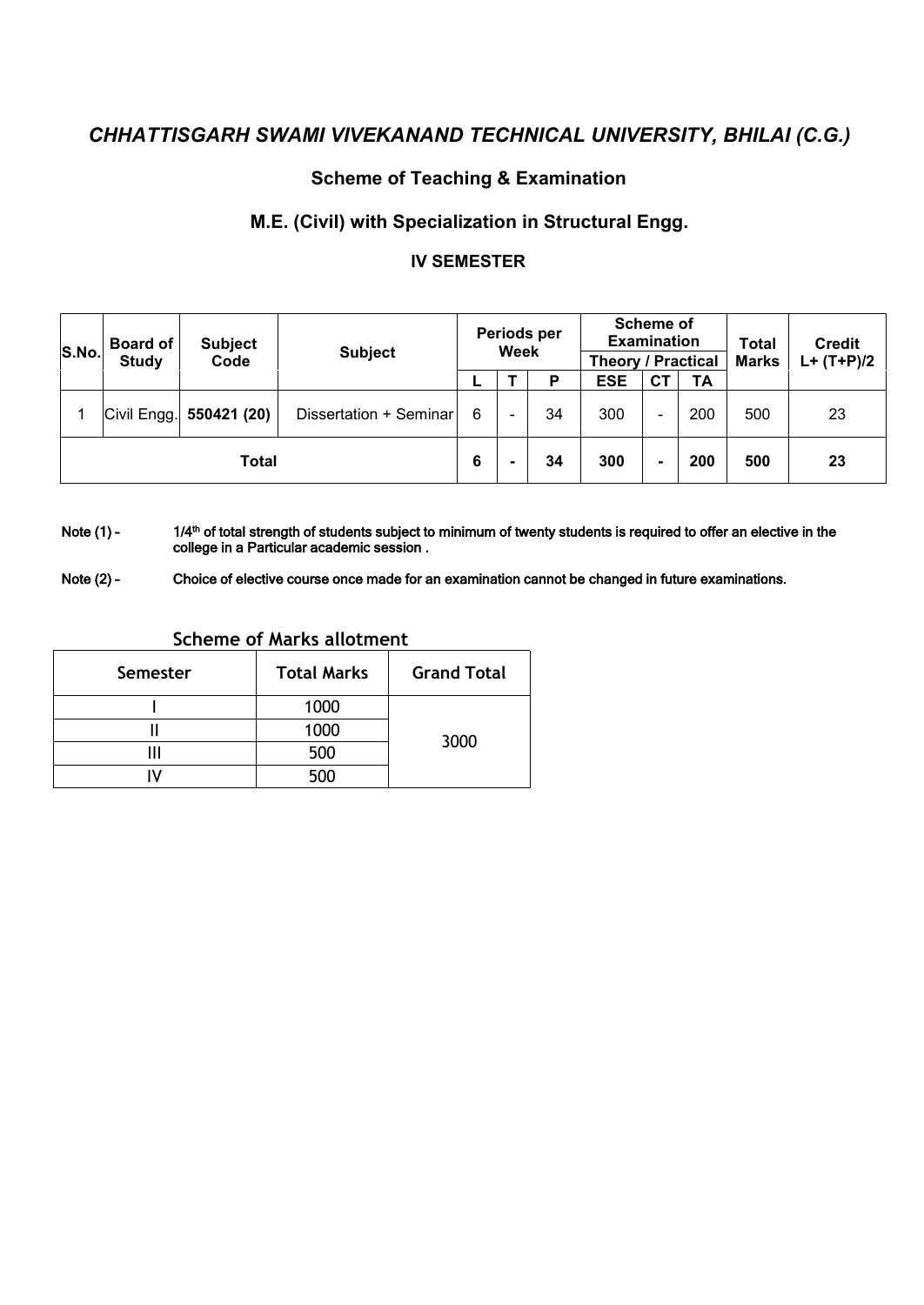# *CHHATTISGARH SWAMI VIVEKANAND TECHNICAL UNIVERSITY, BHILAI (C.G.)*

## Scheme of Teaching & Examination

## M.E. (Civil) with Specialization in Structural Engg.

### IV SEMESTER

| S.No. | Board of Study | Subject Code | Subject | Periods per Week | | | Scheme of Examination Theory / Practical | | | Total Marks | Credit L+ (T+P)/2 |
|---|---|---|---|---|---|---|---|---|---|---|---|
| | | | | L | T | P | ESE | CT | TA | | |
| 1 | Civil Engg. | **550421 (20)** | Dissertation + Seminar | 6 | - | 34 | 300 | - | 200 | 500 | 23 |
| **Total** | | | | **6** | **-** | **34** | **300** | **-** | **200** | **500** | **23** |

Note (1) – 1/4th of total strength of students subject to minimum of twenty students is required to offer an elective in the college in a Particular academic session .

Note (2) – Choice of elective course once made for an examination cannot be changed in future examinations.

### Scheme of Marks allotment

| Semester | Total Marks | Grand Total |
|---|---|---|
| I | 1000 | 3000 |
| II | 1000 | |
| III | 500 | |
| IV | 500 | |